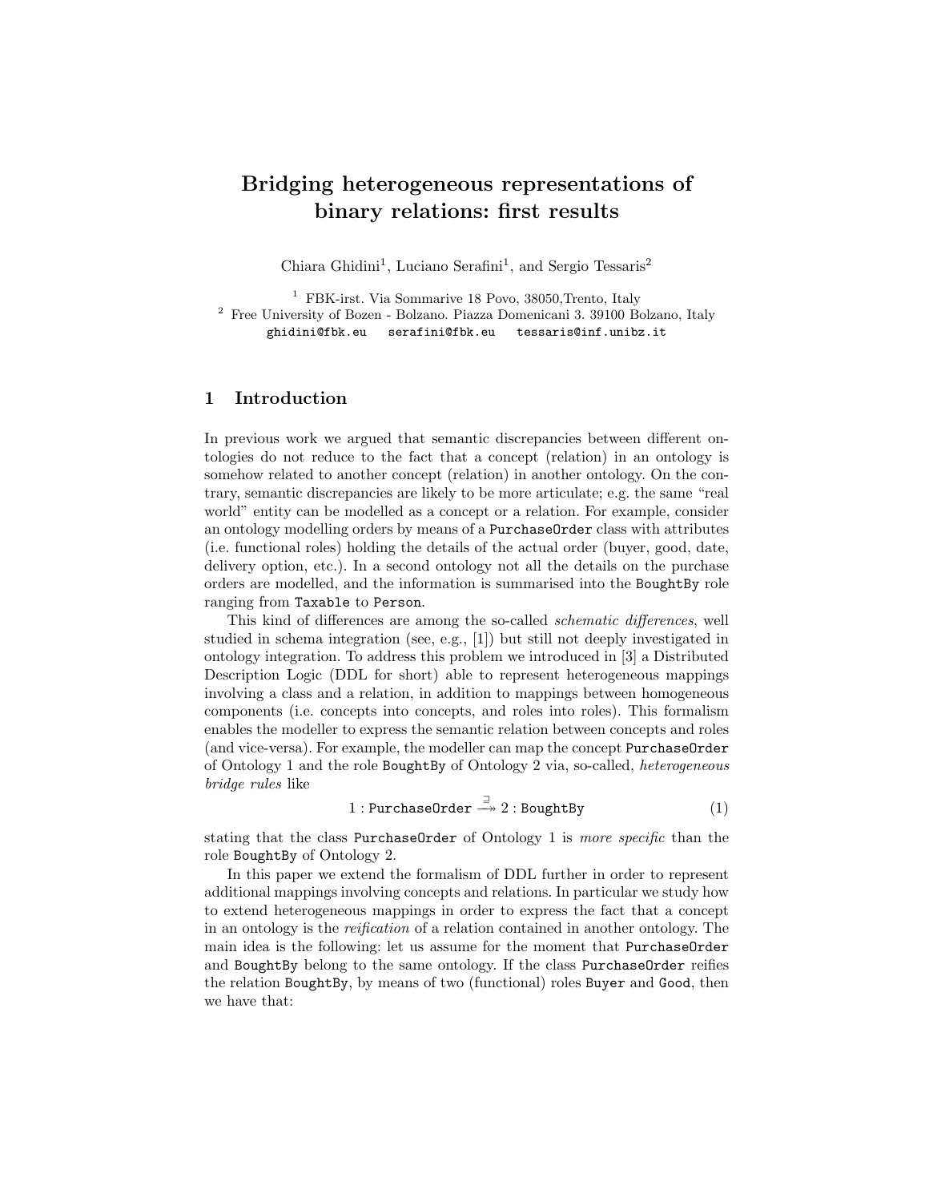# Bridging heterogeneous representations of binary relations: first results

Chiara Ghidini[1], Luciano Serafini[1], and Sergio Tessaris[2]

[1] FBK-irst. Via Sommarive 18 Povo, 38050,Trento, Italy
[2] Free University of Bozen - Bolzano. Piazza Domenicani 3. 39100 Bolzano, Italy
ghidini@fbk.eu serafini@fbk.eu tessaris@inf.unibz.it

## 1 Introduction

In previous work we argued that semantic discrepancies between different ontologies do not reduce to the fact that a concept (relation) in an ontology is somehow related to another concept (relation) in another ontology. On the contrary, semantic discrepancies are likely to be more articulate; e.g. the same "real world" entity can be modelled as a concept or a relation. For example, consider an ontology modelling orders by means of a `PurchaseOrder` class with attributes (i.e. functional roles) holding the details of the actual order (buyer, good, date, delivery option, etc.). In a second ontology not all the details on the purchase orders are modelled, and the information is summarised into the `BoughtBy` role ranging from `Taxable` to `Person`.

This kind of differences are among the so-called *schematic differences*, well studied in schema integration (see, e.g., [1]) but still not deeply investigated in ontology integration. To address this problem we introduced in [3] a Distributed Description Logic (DDL for short) able to represent heterogeneous mappings involving a class and a relation, in addition to mappings between homogeneous components (i.e. concepts into concepts, and roles into roles). This formalism enables the modeller to express the semantic relation between concepts and roles (and vice-versa). For example, the modeller can map the concept `PurchaseOrder` of Ontology 1 and the role `BoughtBy` of Ontology 2 via, so-called, *heterogeneous bridge rules* like

$$1 : \texttt{PurchaseOrder} \xrightarrow{\sqsupseteq} 2 : \texttt{BoughtBy} \tag{1}$$

stating that the class `PurchaseOrder` of Ontology 1 is *more specific* than the role `BoughtBy` of Ontology 2.

In this paper we extend the formalism of DDL further in order to represent additional mappings involving concepts and relations. In particular we study how to extend heterogeneous mappings in order to express the fact that a concept in an ontology is the *reification* of a relation contained in another ontology. The main idea is the following: let us assume for the moment that `PurchaseOrder` and `BoughtBy` belong to the same ontology. If the class `PurchaseOrder` reifies the relation `BoughtBy`, by means of two (functional) roles `Buyer` and `Good`, then we have that: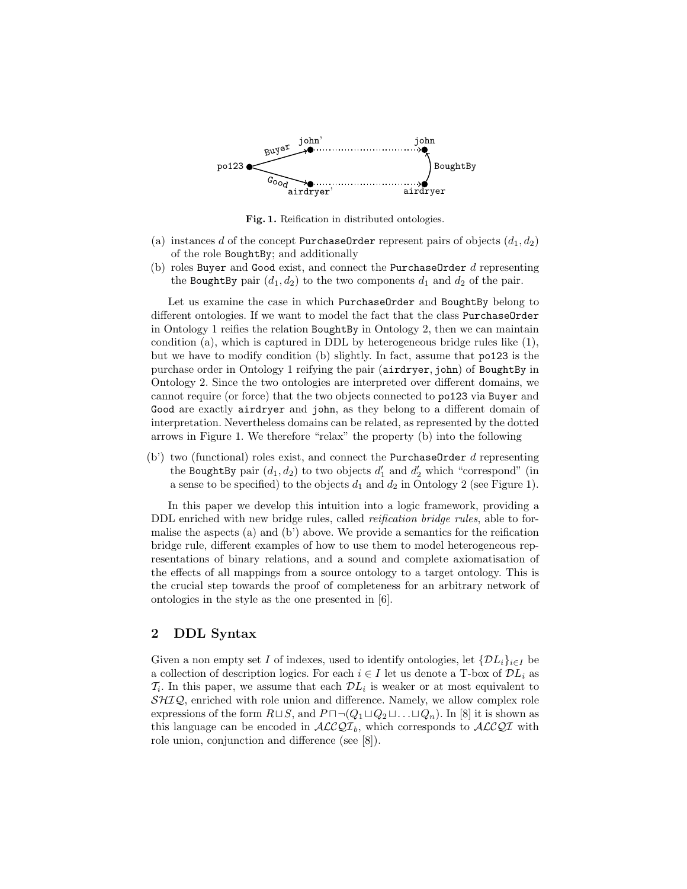Fig. 1. Reification in distributed ontologies.

(a) instances $d$ of the concept `PurchaseOrder` represent pairs of objects $(d_1, d_2)$ of the role `BoughtBy`; and additionally

(b) roles `Buyer` and `Good` exist, and connect the `PurchaseOrder` $d$ representing the `BoughtBy` pair $(d_1, d_2)$ to the two components $d_1$ and $d_2$ of the pair.

Let us examine the case in which `PurchaseOrder` and `BoughtBy` belong to different ontologies. If we want to model the fact that the class `PurchaseOrder` in Ontology 1 reifies the relation `BoughtBy` in Ontology 2, then we can maintain condition (a), which is captured in DDL by heterogeneous bridge rules like (1), but we have to modify condition (b) slightly. In fact, assume that `po123` is the purchase order in Ontology 1 reifying the pair (`airdryer`, `john`) of `BoughtBy` in Ontology 2. Since the two ontologies are interpreted over different domains, we cannot require (or force) that the two objects connected to `po123` via `Buyer` and `Good` are exactly `airdryer` and `john`, as they belong to a different domain of interpretation. Nevertheless domains can be related, as represented by the dotted arrows in Figure 1. We therefore "relax" the property (b) into the following

(b') two (functional) roles exist, and connect the `PurchaseOrder` $d$ representing the `BoughtBy` pair $(d_1, d_2)$ to two objects $d'_1$ and $d'_2$ which "correspond" (in a sense to be specified) to the objects $d_1$ and $d_2$ in Ontology 2 (see Figure 1).

In this paper we develop this intuition into a logic framework, providing a DDL enriched with new bridge rules, called *reification bridge rules*, able to formalise the aspects (a) and (b') above. We provide a semantics for the reification bridge rule, different examples of how to use them to model heterogeneous representations of binary relations, and a sound and complete axiomatisation of the effects of all mappings from a source ontology to a target ontology. This is the crucial step towards the proof of completeness for an arbitrary network of ontologies in the style as the one presented in [6].

## 2 DDL Syntax

Given a non empty set $I$ of indexes, used to identify ontologies, let $\{\mathcal{DL}_i\}_{i \in I}$ be a collection of description logics. For each $i \in I$ let us denote a T-box of $\mathcal{DL}_i$ as $\mathcal{T}_i$. In this paper, we assume that each $\mathcal{DL}_i$ is weaker or at most equivalent to $\mathcal{SHIQ}$, enriched with role union and difference. Namely, we allow complex role expressions of the form $R \sqcup S$, and $P \sqcap \neg(Q_1 \sqcup Q_2 \sqcup \ldots \sqcup Q_n)$. In [8] it is shown as this language can be encoded in $\mathcal{ALCQI}_b$, which corresponds to $\mathcal{ALCQI}$ with role union, conjunction and difference (see [8]).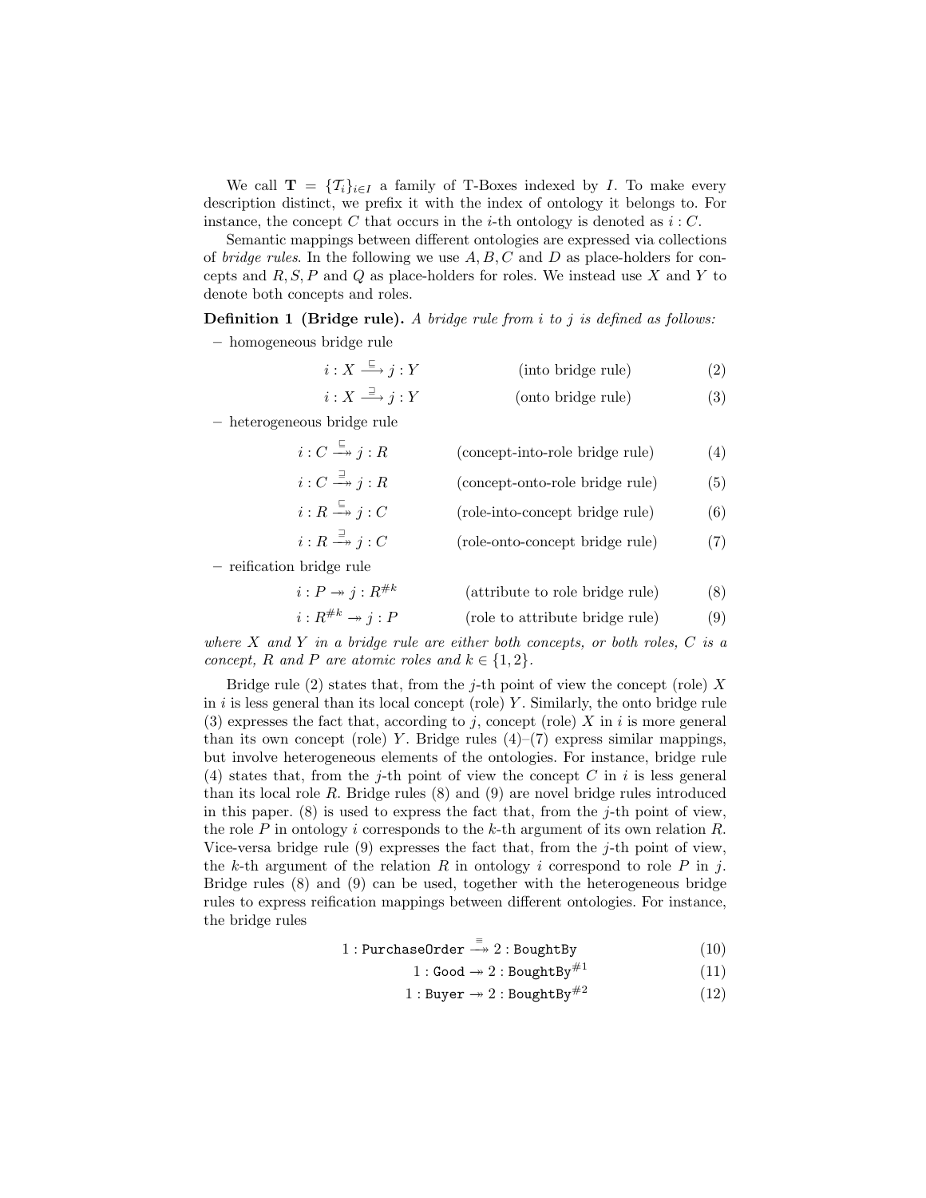We call $\mathbf{T} = \{\mathcal{T}_i\}_{i \in I}$ a family of T-Boxes indexed by $I$. To make every description distinct, we prefix it with the index of ontology it belongs to. For instance, the concept $C$ that occurs in the $i$-th ontology is denoted as $i : C$.

Semantic mappings between different ontologies are expressed via collections of *bridge rules*. In the following we use $A, B, C$ and $D$ as place-holders for concepts and $R, S, P$ and $Q$ as place-holders for roles. We instead use $X$ and $Y$ to denote both concepts and roles.

**Definition 1 (Bridge rule).** *A bridge rule from $i$ to $j$ is defined as follows:*

- homogeneous bridge rule

$$i : X \xrightarrow{\sqsubseteq} j : Y \qquad \text{(into bridge rule)} \tag{2}$$

$$i : X \xrightarrow{\sqsupseteq} j : Y \qquad \text{(onto bridge rule)} \tag{3}$$

- heterogeneous bridge rule

$$i : C \xrightarrow{\sqsubseteq}\!\!\!\!\rightarrow j : R \qquad \text{(concept-into-role bridge rule)} \tag{4}$$

$$i : C \xrightarrow{\sqsupseteq}\!\!\!\!\rightarrow j : R \qquad \text{(concept-onto-role bridge rule)} \tag{5}$$

$$i : R \xrightarrow{\sqsubseteq}\!\!\!\!\rightarrow j : C \qquad \text{(role-into-concept bridge rule)} \tag{6}$$

$$i : R \xrightarrow{\sqsupseteq}\!\!\!\!\rightarrow j : C \qquad \text{(role-onto-concept bridge rule)} \tag{7}$$

- reification bridge rule

$$i : P \twoheadrightarrow j : R^{\#k} \qquad \text{(attribute to role bridge rule)} \tag{8}$$

$$i : R^{\#k} \twoheadrightarrow j : P \qquad \text{(role to attribute bridge rule)} \tag{9}$$

*where $X$ and $Y$ in a bridge rule are either both concepts, or both roles, $C$ is a concept, $R$ and $P$ are atomic roles and $k \in \{1, 2\}$.*

Bridge rule (2) states that, from the $j$-th point of view the concept (role) $X$ in $i$ is less general than its local concept (role) $Y$. Similarly, the onto bridge rule (3) expresses the fact that, according to $j$, concept (role) $X$ in $i$ is more general than its own concept (role) $Y$. Bridge rules (4)–(7) express similar mappings, but involve heterogeneous elements of the ontologies. For instance, bridge rule (4) states that, from the $j$-th point of view the concept $C$ in $i$ is less general than its local role $R$. Bridge rules (8) and (9) are novel bridge rules introduced in this paper. (8) is used to express the fact that, from the $j$-th point of view, the role $P$ in ontology $i$ corresponds to the $k$-th argument of its own relation $R$. Vice-versa bridge rule (9) expresses the fact that, from the $j$-th point of view, the $k$-th argument of the relation $R$ in ontology $i$ correspond to role $P$ in $j$. Bridge rules (8) and (9) can be used, together with the heterogeneous bridge rules to express reification mappings between different ontologies. For instance, the bridge rules

$$1 : \mathtt{PurchaseOrder} \xrightarrow{\equiv}\!\!\!\!\rightarrow 2 : \mathtt{BoughtBy} \tag{10}$$

$$1 : \mathtt{Good} \twoheadrightarrow 2 : \mathtt{BoughtBy}^{\#1} \tag{11}$$

$$1 : \mathtt{Buyer} \twoheadrightarrow 2 : \mathtt{BoughtBy}^{\#2} \tag{12}$$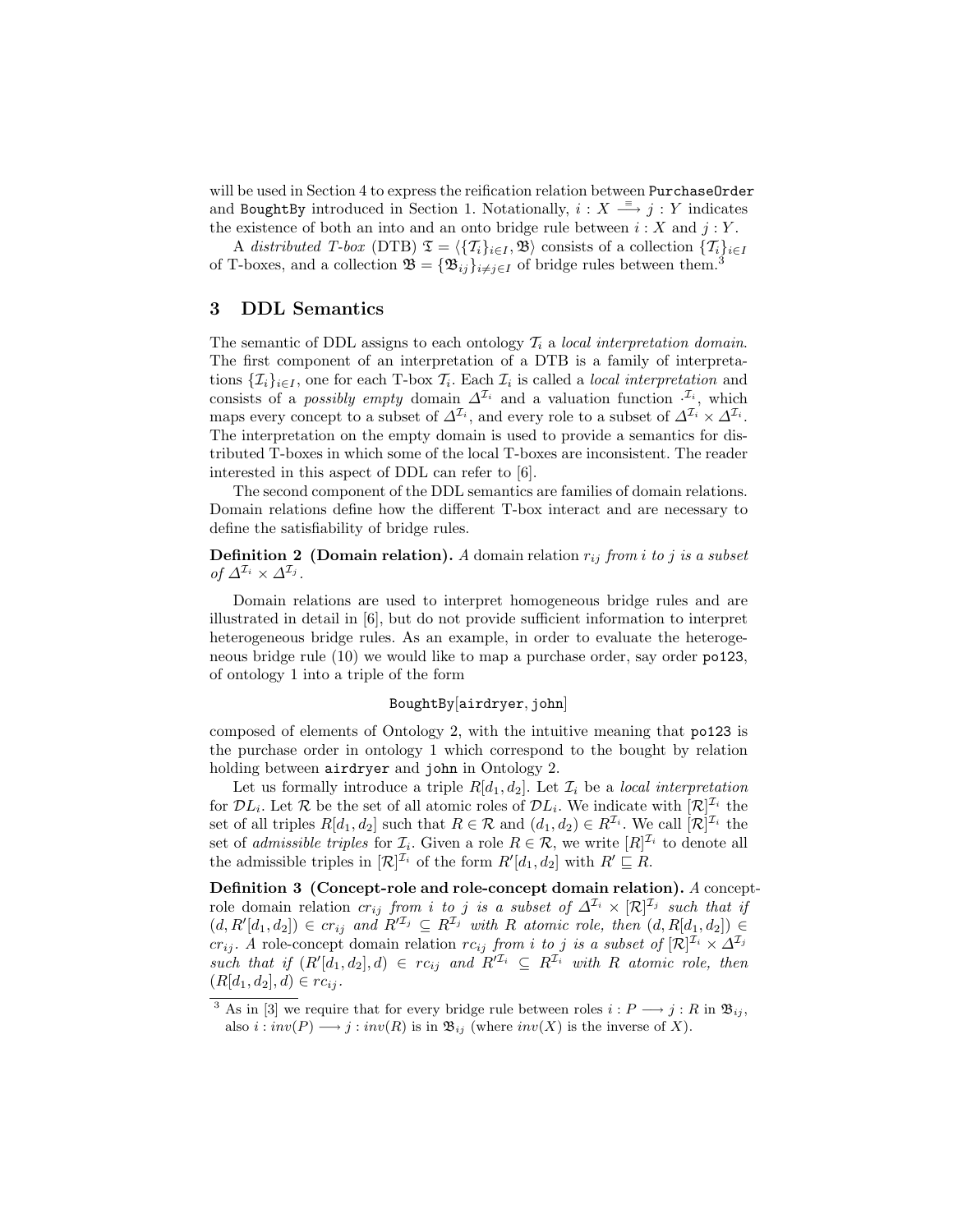will be used in Section 4 to express the reification relation between `PurchaseOrder` and `BoughtBy` introduced in Section 1. Notationally, $i : X \stackrel{\equiv}{\longrightarrow} j : Y$ indicates the existence of both an into and an onto bridge rule between $i : X$ and $j : Y$.

A *distributed T-box* (DTB) $\mathfrak{T} = \langle \{\mathcal{T}_i\}_{i \in I}, \mathfrak{B} \rangle$ consists of a collection $\{\mathcal{T}_i\}_{i \in I}$ of T-boxes, and a collection $\mathfrak{B} = \{\mathfrak{B}_{ij}\}_{i \neq j \in I}$ of bridge rules between them.[3]

## 3 DDL Semantics

The semantic of DDL assigns to each ontology $\mathcal{T}_i$ a *local interpretation domain*. The first component of an interpretation of a DTB is a family of interpretations $\{\mathcal{I}_i\}_{i \in I}$, one for each T-box $\mathcal{T}_i$. Each $\mathcal{I}_i$ is called a *local interpretation* and consists of a *possibly empty* domain $\Delta^{\mathcal{I}_i}$ and a valuation function $\cdot^{\mathcal{I}_i}$, which maps every concept to a subset of $\Delta^{\mathcal{I}_i}$, and every role to a subset of $\Delta^{\mathcal{I}_i} \times \Delta^{\mathcal{I}_i}$. The interpretation on the empty domain is used to provide a semantics for distributed T-boxes in which some of the local T-boxes are inconsistent. The reader interested in this aspect of DDL can refer to [6].

The second component of the DDL semantics are families of domain relations. Domain relations define how the different T-box interact and are necessary to define the satisfiability of bridge rules.

**Definition 2 (Domain relation).** *A* domain relation *$r_{ij}$ from $i$ to $j$ is a subset of $\Delta^{\mathcal{I}_i} \times \Delta^{\mathcal{I}_j}$.*

Domain relations are used to interpret homogeneous bridge rules and are illustrated in detail in [6], but do not provide sufficient information to interpret heterogeneous bridge rules. As an example, in order to evaluate the heterogeneous bridge rule (10) we would like to map a purchase order, say order `po123`, of ontology 1 into a triple of the form

$$\texttt{BoughtBy}[\texttt{airdryer}, \texttt{john}]$$

composed of elements of Ontology 2, with the intuitive meaning that `po123` is the purchase order in ontology 1 which correspond to the bought by relation holding between `airdryer` and `john` in Ontology 2.

Let us formally introduce a triple $R[d_1, d_2]$. Let $\mathcal{I}_i$ be a *local interpretation* for $\mathcal{DL}_i$. Let $\mathcal{R}$ be the set of all atomic roles of $\mathcal{DL}_i$. We indicate with $[\mathcal{R}]^{\mathcal{I}_i}$ the set of all triples $R[d_1, d_2]$ such that $R \in \mathcal{R}$ and $(d_1, d_2) \in R^{\mathcal{I}_i}$. We call $[\mathcal{R}]^{\mathcal{I}_i}$ the set of *admissible triples* for $\mathcal{I}_i$. Given a role $R \in \mathcal{R}$, we write $[R]^{\mathcal{I}_i}$ to denote all the admissible triples in $[\mathcal{R}]^{\mathcal{I}_i}$ of the form $R'[d_1, d_2]$ with $R' \sqsubseteq R$.

**Definition 3 (Concept-role and role-concept domain relation).** *A* concept-role domain relation *$cr_{ij}$ from $i$ to $j$ is a subset of $\Delta^{\mathcal{I}_i} \times [\mathcal{R}]^{\mathcal{I}_j}$ such that if $(d, R'[d_1, d_2]) \in cr_{ij}$ and $R'^{\mathcal{I}_j} \subseteq R^{\mathcal{I}_j}$ with $R$ atomic role, then $(d, R[d_1, d_2]) \in cr_{ij}$. A* role-concept domain relation *$rc_{ij}$ from $i$ to $j$ is a subset of $[\mathcal{R}]^{\mathcal{I}_i} \times \Delta^{\mathcal{I}_j}$ such that if $(R'[d_1, d_2], d) \in rc_{ij}$ and $R'^{\mathcal{I}_i} \subseteq R^{\mathcal{I}_i}$ with $R$ atomic role, then $(R[d_1, d_2], d) \in rc_{ij}$.*

[3] As in [3] we require that for every bridge rule between roles $i : P \longrightarrow j : R$ in $\mathfrak{B}_{ij}$, also $i : inv(P) \longrightarrow j : inv(R)$ is in $\mathfrak{B}_{ij}$ (where $inv(X)$ is the inverse of $X$).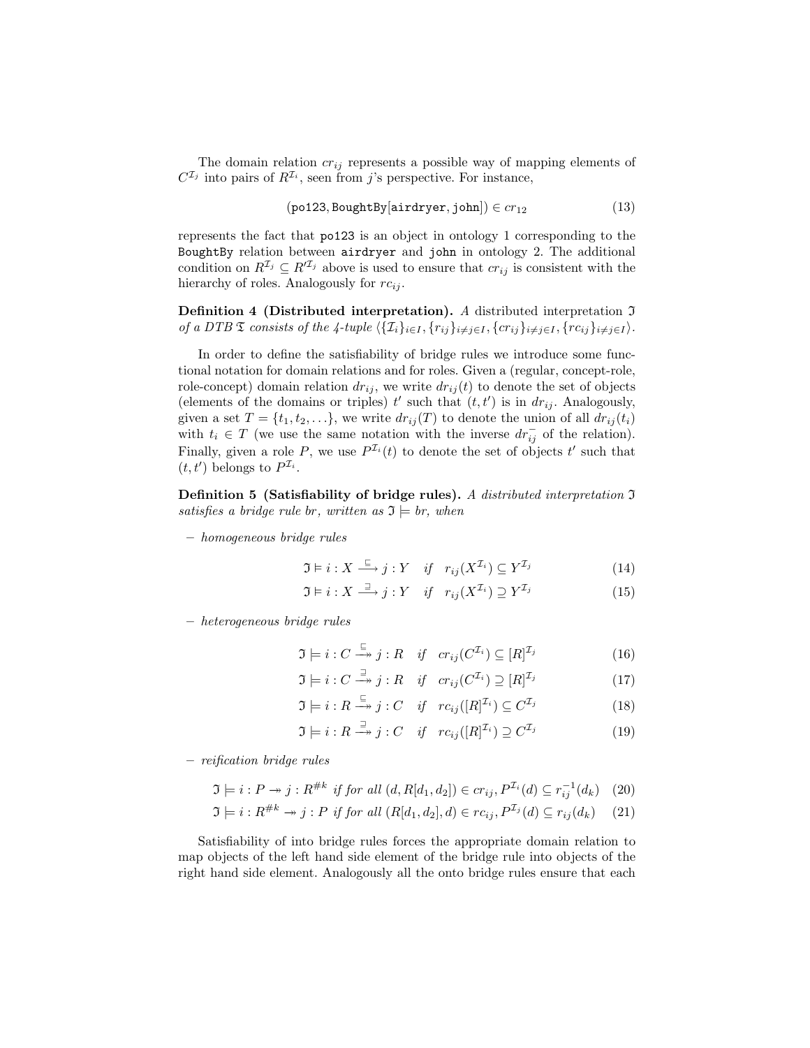The domain relation $cr_{ij}$ represents a possible way of mapping elements of $C^{\mathcal{I}_j}$ into pairs of $R^{\mathcal{I}_i}$, seen from $j$'s perspective. For instance,

$$(\texttt{po123}, \texttt{BoughtBy}[\texttt{airdryer}, \texttt{john}]) \in cr_{12} \tag{13}$$

represents the fact that `po123` is an object in ontology 1 corresponding to the `BoughtBy` relation between `airdryer` and `john` in ontology 2. The additional condition on $R^{\mathcal{I}_j} \subseteq R'^{\mathcal{I}_j}$ above is used to ensure that $cr_{ij}$ is consistent with the hierarchy of roles. Analogously for $rc_{ij}$.

**Definition 4 (Distributed interpretation).** *A distributed interpretation* $\mathfrak{I}$ *of a DTB* $\mathfrak{T}$ *consists of the 4-tuple* $\langle \{\mathcal{I}_i\}_{i \in I}, \{r_{ij}\}_{i \neq j \in I}, \{cr_{ij}\}_{i \neq j \in I}, \{rc_{ij}\}_{i \neq j \in I} \rangle$.

In order to define the satisfiability of bridge rules we introduce some functional notation for domain relations and for roles. Given a (regular, concept-role, role-concept) domain relation $dr_{ij}$, we write $dr_{ij}(t)$ to denote the set of objects (elements of the domains or triples) $t'$ such that $(t, t')$ is in $dr_{ij}$. Analogously, given a set $T = \{t_1, t_2, \ldots\}$, we write $dr_{ij}(T)$ to denote the union of all $dr_{ij}(t_i)$ with $t_i \in T$ (we use the same notation with the inverse $dr_{ij}^{-}$ of the relation). Finally, given a role $P$, we use $P^{\mathcal{I}_i}(t)$ to denote the set of objects $t'$ such that $(t, t')$ belongs to $P^{\mathcal{I}_i}$.

**Definition 5 (Satisfiability of bridge rules).** *A distributed interpretation* $\mathfrak{I}$ *satisfies a bridge rule br, written as* $\mathfrak{I} \models br$, *when*

– *homogeneous bridge rules*

$$\mathfrak{I} \models i : X \xrightarrow{\sqsubseteq} j : Y \quad \text{if} \quad r_{ij}(X^{\mathcal{I}_i}) \subseteq Y^{\mathcal{I}_j} \tag{14}$$

$$\mathfrak{I} \models i : X \xrightarrow{\sqsupseteq} j : Y \quad \text{if} \quad r_{ij}(X^{\mathcal{I}_i}) \supseteq Y^{\mathcal{I}_j} \tag{15}$$

– *heterogeneous bridge rules*

$$\mathfrak{I} \models i : C \overset{\sqsubseteq}{\twoheadrightarrow} j : R \quad \text{if} \quad cr_{ij}(C^{\mathcal{I}_i}) \subseteq [R]^{\mathcal{I}_j} \tag{16}$$

$$\mathfrak{I} \models i : C \overset{\sqsupseteq}{\twoheadrightarrow} j : R \quad \text{if} \quad cr_{ij}(C^{\mathcal{I}_i}) \supseteq [R]^{\mathcal{I}_j} \tag{17}$$

$$\mathfrak{I} \models i : R \overset{\sqsubseteq}{\twoheadrightarrow} j : C \quad \text{if} \quad rc_{ij}([R]^{\mathcal{I}_i}) \subseteq C^{\mathcal{I}_j} \tag{18}$$

$$\mathfrak{I} \models i : R \overset{\sqsupseteq}{\twoheadrightarrow} j : C \quad \text{if} \quad rc_{ij}([R]^{\mathcal{I}_i}) \supseteq C^{\mathcal{I}_j} \tag{19}$$

– *reification bridge rules*

$$\mathfrak{I} \models i : P \twoheadrightarrow j : R^{\#k} \text{ if for all } (d, R[d_1, d_2]) \in cr_{ij}, P^{\mathcal{I}_i}(d) \subseteq r_{ij}^{-1}(d_k) \tag{20}$$

$$\mathfrak{I} \models i : R^{\#k} \twoheadrightarrow j : P \text{ if for all } (R[d_1, d_2], d) \in rc_{ij}, P^{\mathcal{I}_j}(d) \subseteq r_{ij}(d_k) \tag{21}$$

Satisfiability of into bridge rules forces the appropriate domain relation to map objects of the left hand side element of the bridge rule into objects of the right hand side element. Analogously all the onto bridge rules ensure that each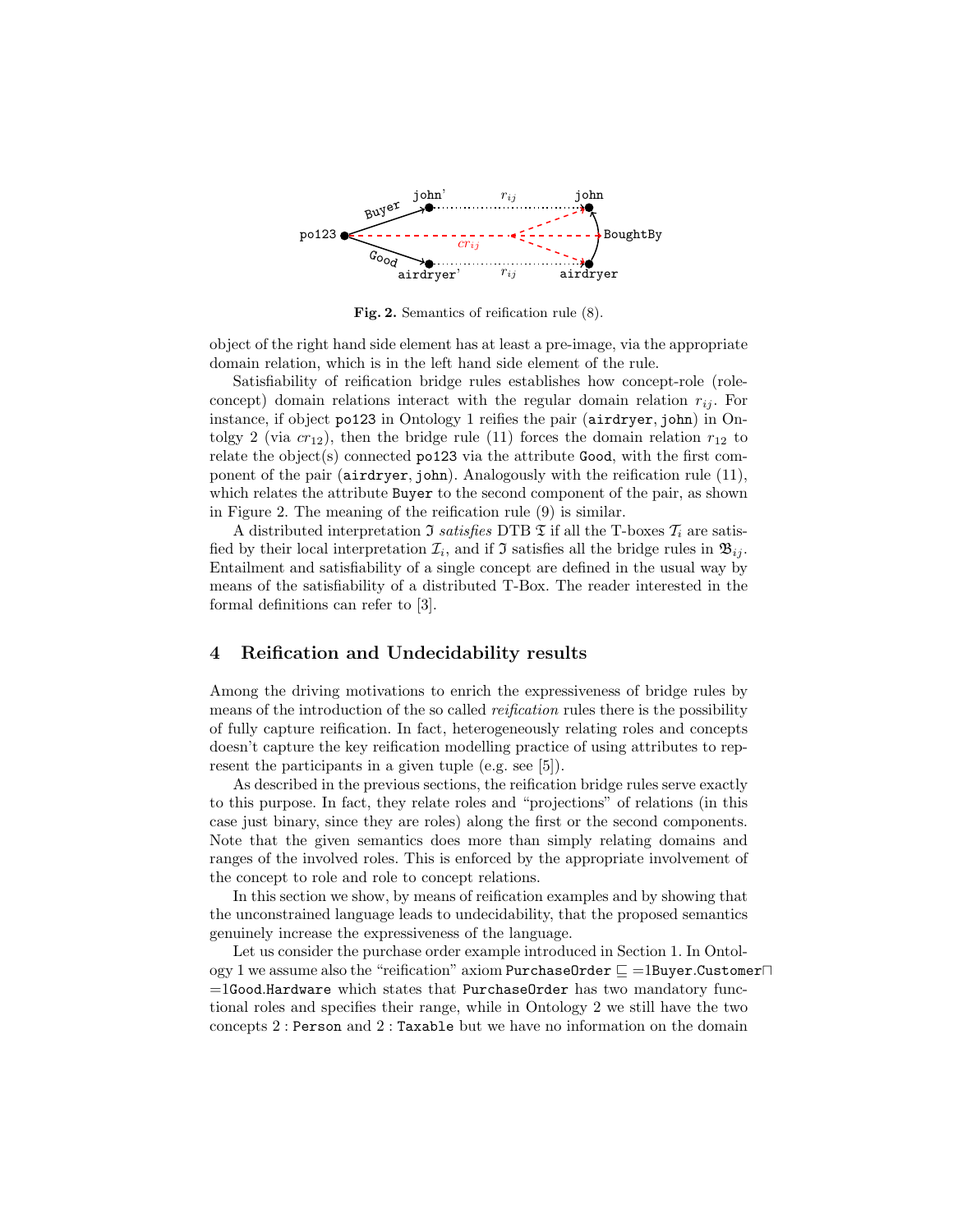**Fig. 2.** Semantics of reification rule (8).

object of the right hand side element has at least a pre-image, via the appropriate domain relation, which is in the left hand side element of the rule.

Satisfiability of reification bridge rules establishes how concept-role (role-concept) domain relations interact with the regular domain relation $r_{ij}$. For instance, if object po123 in Ontology 1 reifies the pair (airdryer, john) in Ontolgy 2 (via $cr_{12}$), then the bridge rule (11) forces the domain relation $r_{12}$ to relate the object(s) connected po123 via the attribute Good, with the first component of the pair (airdryer, john). Analogously with the reification rule (11), which relates the attribute Buyer to the second component of the pair, as shown in Figure 2. The meaning of the reification rule (9) is similar.

A distributed interpretation $\mathfrak{I}$ *satisfies* DTB $\mathfrak{T}$ if all the T-boxes $\mathcal{T}_i$ are satisfied by their local interpretation $\mathcal{I}_i$, and if $\mathfrak{I}$ satisfies all the bridge rules in $\mathfrak{B}_{ij}$. Entailment and satisfiability of a single concept are defined in the usual way by means of the satisfiability of a distributed T-Box. The reader interested in the formal definitions can refer to [3].

## 4 Reification and Undecidability results

Among the driving motivations to enrich the expressiveness of bridge rules by means of the introduction of the so called *reification* rules there is the possibility of fully capture reification. In fact, heterogeneously relating roles and concepts doesn't capture the key reification modelling practice of using attributes to represent the participants in a given tuple (e.g. see [5]).

As described in the previous sections, the reification bridge rules serve exactly to this purpose. In fact, they relate roles and "projections" of relations (in this case just binary, since they are roles) along the first or the second components. Note that the given semantics does more than simply relating domains and ranges of the involved roles. This is enforced by the appropriate involvement of the concept to role and role to concept relations.

In this section we show, by means of reification examples and by showing that the unconstrained language leads to undecidability, that the proposed semantics genuinely increase the expressiveness of the language.

Let us consider the purchase order example introduced in Section 1. In Ontology 1 we assume also the "reification" axiom $\texttt{PurchaseOrder} \sqsubseteq =1\texttt{Buyer}.\texttt{Customer} \sqcap =1\texttt{Good}.\texttt{Hardware}$ which states that PurchaseOrder has two mandatory functional roles and specifies their range, while in Ontology 2 we still have the two concepts $2:\texttt{Person}$ and $2:\texttt{Taxable}$ but we have no information on the domain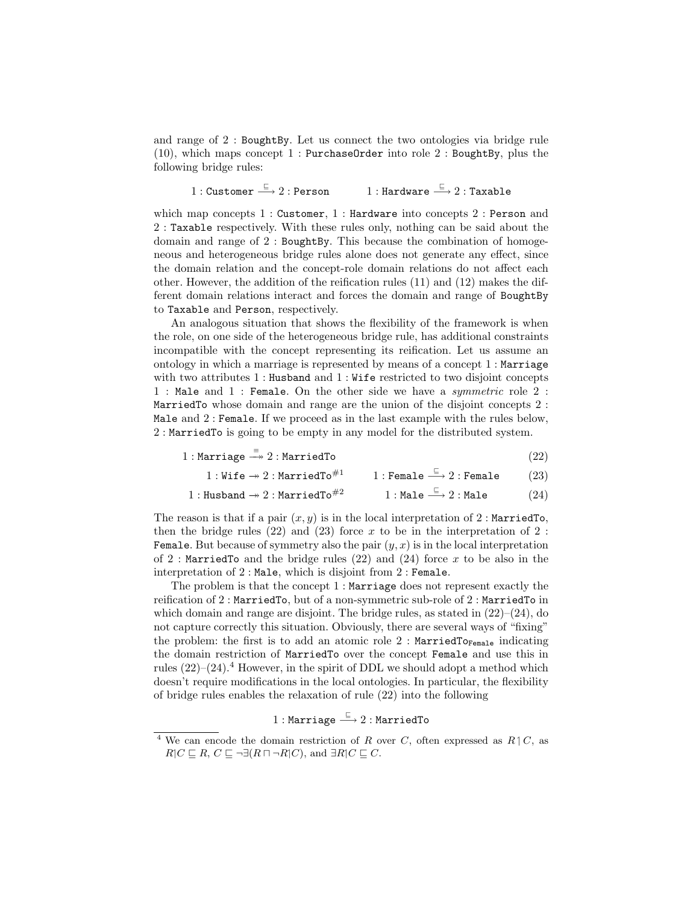and range of $2:\texttt{BoughtBy}$. Let us connect the two ontologies via bridge rule (10), which maps concept $1:\texttt{PurchaseOrder}$ into role $2:\texttt{BoughtBy}$, plus the following bridge rules:

$$1:\texttt{Customer} \xrightarrow{\sqsubseteq} 2:\texttt{Person} \qquad 1:\texttt{Hardware} \xrightarrow{\sqsubseteq} 2:\texttt{Taxable}$$

which map concepts $1:\texttt{Customer}$, $1:\texttt{Hardware}$ into concepts $2:\texttt{Person}$ and $2:\texttt{Taxable}$ respectively. With these rules only, nothing can be said about the domain and range of $2:\texttt{BoughtBy}$. This because the combination of homogeneous and heterogeneous bridge rules alone does not generate any effect, since the domain relation and the concept-role domain relations do not affect each other. However, the addition of the reification rules (11) and (12) makes the different domain relations interact and forces the domain and range of BoughtBy to Taxable and Person, respectively.

An analogous situation that shows the flexibility of the framework is when the role, on one side of the heterogeneous bridge rule, has additional constraints incompatible with the concept representing its reification. Let us assume an ontology in which a marriage is represented by means of a concept $1:\texttt{Marriage}$ with two attributes $1:\texttt{Husband}$ and $1:\texttt{Wife}$ restricted to two disjoint concepts $1:\texttt{Male}$ and $1:\texttt{Female}$. On the other side we have a *symmetric* role $2:\texttt{MarriedTo}$ whose domain and range are the union of the disjoint concepts $2:\texttt{Male}$ and $2:\texttt{Female}$. If we proceed as in the last example with the rules below, $2:\texttt{MarriedTo}$ is going to be empty in any model for the distributed system.

$$1:\texttt{Marriage} \stackrel{\equiv}{\twoheadrightarrow} 2:\texttt{MarriedTo} \tag{22}$$

$$1:\texttt{Wife} \twoheadrightarrow 2:\texttt{MarriedTo}^{\#1} \qquad 1:\texttt{Female} \xrightarrow{\sqsubseteq} 2:\texttt{Female} \tag{23}$$

$$1:\texttt{Husband} \twoheadrightarrow 2:\texttt{MarriedTo}^{\#2} \qquad 1:\texttt{Male} \xrightarrow{\sqsubseteq} 2:\texttt{Male} \tag{24}$$

The reason is that if a pair $(x, y)$ is in the local interpretation of $2:\texttt{MarriedTo}$, then the bridge rules (22) and (23) force $x$ to be in the interpretation of $2:\texttt{Female}$. But because of symmetry also the pair $(y, x)$ is in the local interpretation of $2:\texttt{MarriedTo}$ and the bridge rules (22) and (24) force $x$ to be also in the interpretation of $2:\texttt{Male}$, which is disjoint from $2:\texttt{Female}$.

The problem is that the concept $1:\texttt{Marriage}$ does not represent exactly the reification of $2:\texttt{MarriedTo}$, but of a non-symmetric sub-role of $2:\texttt{MarriedTo}$ in which domain and range are disjoint. The bridge rules, as stated in (22)–(24), do not capture correctly this situation. Obviously, there are several ways of "fixing" the problem: the first is to add an atomic role $2:\texttt{MarriedTo}_{\texttt{Female}}$ indicating the domain restriction of MarriedTo over the concept Female and use this in rules (22)–(24).[4] However, in the spirit of DDL we should adopt a method which doesn't require modifications in the local ontologies. In particular, the flexibility of bridge rules enables the relaxation of rule (22) into the following

$$1:\texttt{Marriage} \xrightarrow{\sqsubseteq} 2:\texttt{MarriedTo}$$

[4] We can encode the domain restriction of $R$ over $C$, often expressed as $R\restriction C$, as $R|C \sqsubseteq R$, $C \sqsubseteq \neg\exists(R \sqcap \neg R|C)$, and $\exists R|C \sqsubseteq C$.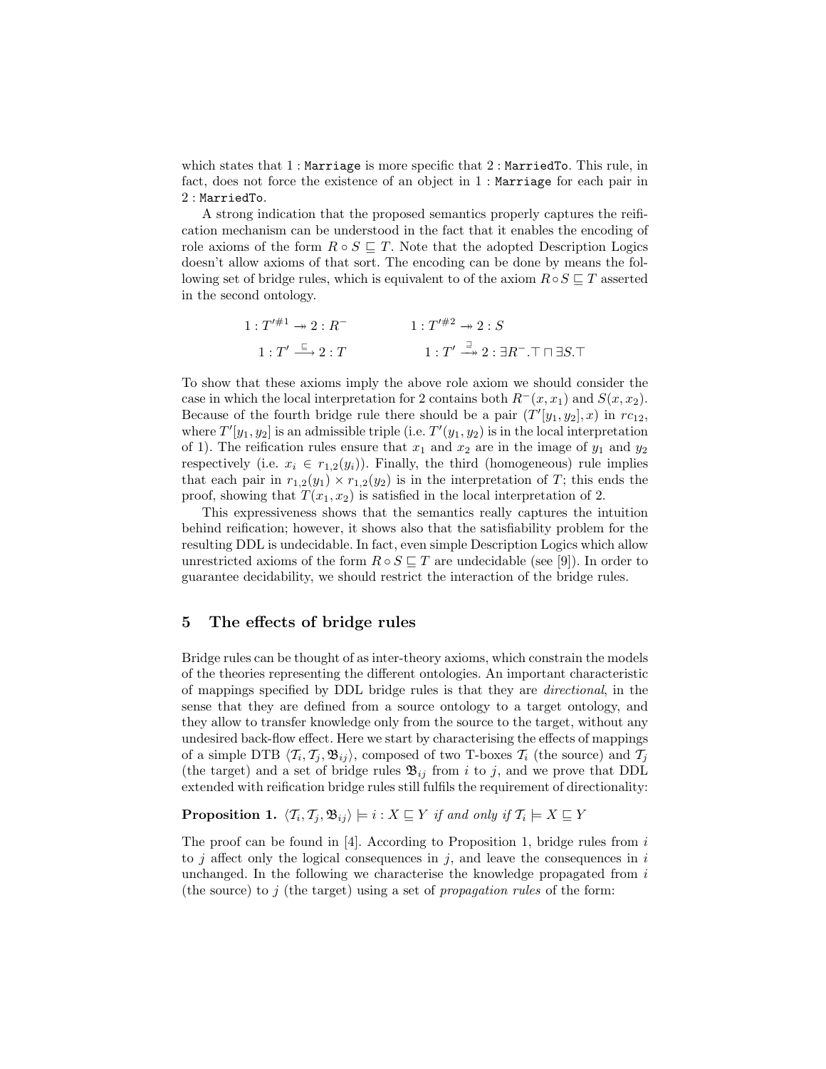which states that $1:$ `Marriage` is more specific that $2:$ `MarriedTo`. This rule, in fact, does not force the existence of an object in $1:$ `Marriage` for each pair in $2:$ `MarriedTo`.

A strong indication that the proposed semantics properly captures the reification mechanism can be understood in the fact that it enables the encoding of role axioms of the form $R \circ S \sqsubseteq T$. Note that the adopted Description Logics doesn't allow axioms of that sort. The encoding can be done by means the following set of bridge rules, which is equivalent to of the axiom $R \circ S \sqsubseteq T$ asserted in the second ontology.

$$1 : T'^{\#1} \twoheadrightarrow 2 : R^{-} \qquad\qquad 1 : T'^{\#2} \twoheadrightarrow 2 : S$$

$$1 : T' \xrightarrow{\sqsubseteq} 2 : T \qquad\qquad 1 : T' \overset{\sqsupseteq}{\twoheadrightarrow} 2 : \exists R^{-}.\top \sqcap \exists S.\top$$

To show that these axioms imply the above role axiom we should consider the case in which the local interpretation for 2 contains both $R^{-}(x, x_1)$ and $S(x, x_2)$. Because of the fourth bridge rule there should be a pair $(T'[y_1, y_2], x)$ in $rc_{12}$, where $T'[y_1, y_2]$ is an admissible triple (i.e. $T'(y_1, y_2)$ is in the local interpretation of 1). The reification rules ensure that $x_1$ and $x_2$ are in the image of $y_1$ and $y_2$ respectively (i.e. $x_i \in r_{1,2}(y_i)$). Finally, the third (homogeneous) rule implies that each pair in $r_{1,2}(y_1) \times r_{1,2}(y_2)$ is in the interpretation of $T$; this ends the proof, showing that $T(x_1, x_2)$ is satisfied in the local interpretation of 2.

This expressiveness shows that the semantics really captures the intuition behind reification; however, it shows also that the satisfiability problem for the resulting DDL is undecidable. In fact, even simple Description Logics which allow unrestricted axioms of the form $R \circ S \sqsubseteq T$ are undecidable (see [9]). In order to guarantee decidability, we should restrict the interaction of the bridge rules.

## 5 The effects of bridge rules

Bridge rules can be thought of as inter-theory axioms, which constrain the models of the theories representing the different ontologies. An important characteristic of mappings specified by DDL bridge rules is that they are *directional*, in the sense that they are defined from a source ontology to a target ontology, and they allow to transfer knowledge only from the source to the target, without any undesired back-flow effect. Here we start by characterising the effects of mappings of a simple DTB $\langle \mathcal{T}_i, \mathcal{T}_j, \mathfrak{B}_{ij} \rangle$, composed of two T-boxes $\mathcal{T}_i$ (the source) and $\mathcal{T}_j$ (the target) and a set of bridge rules $\mathfrak{B}_{ij}$ from $i$ to $j$, and we prove that DDL extended with reification bridge rules still fulfils the requirement of directionality:

**Proposition 1.** *$\langle \mathcal{T}_i, \mathcal{T}_j, \mathfrak{B}_{ij} \rangle \models i : X \sqsubseteq Y$ if and only if $\mathcal{T}_i \models X \sqsubseteq Y$*

The proof can be found in [4]. According to Proposition 1, bridge rules from $i$ to $j$ affect only the logical consequences in $j$, and leave the consequences in $i$ unchanged. In the following we characterise the knowledge propagated from $i$ (the source) to $j$ (the target) using a set of *propagation rules* of the form: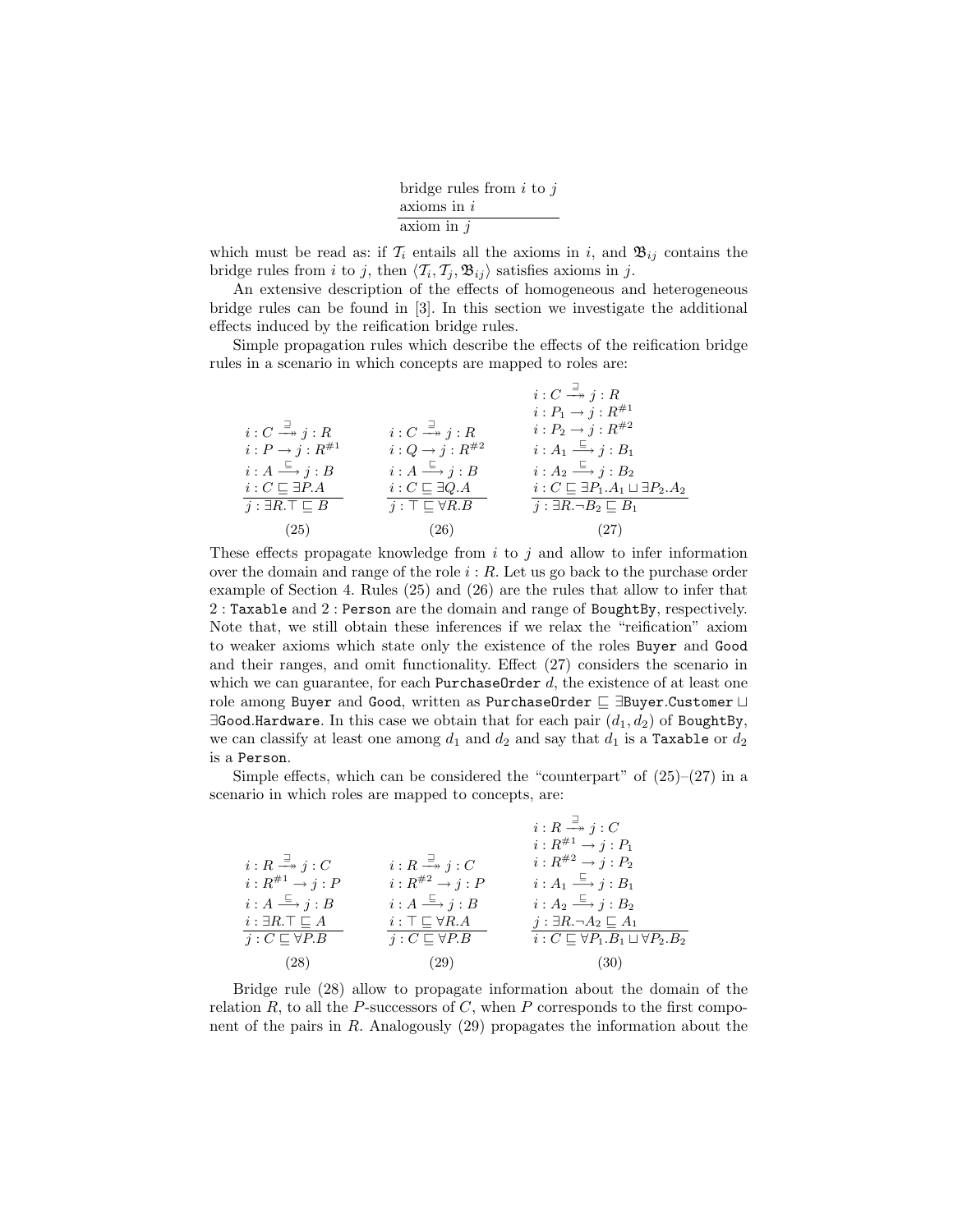$$\frac{\begin{array}{l}\text{bridge rules from } i \text{ to } j\\ \text{axioms in } i\end{array}}{\text{axiom in } j}$$

which must be read as: if $\mathcal{T}_i$ entails all the axioms in $i$, and $\mathfrak{B}_{ij}$ contains the bridge rules from $i$ to $j$, then $\langle \mathcal{T}_i, \mathcal{T}_j, \mathfrak{B}_{ij}\rangle$ satisfies axioms in $j$.

An extensive description of the effects of homogeneous and heterogeneous bridge rules can be found in [3]. In this section we investigate the additional effects induced by the reification bridge rules.

Simple propagation rules which describe the effects of the reification bridge rules in a scenario in which concepts are mapped to roles are:

$$\frac{\begin{array}{l} i : C \xrightarrow{\exists} j : R \\ i : P \rightarrow j : R^{\#1} \\ i : A \xrightarrow{\sqsubseteq} j : B \\ i : C \sqsubseteq \exists P.A \end{array}}{j : \exists R.\top \sqsubseteq B} \quad (25) \qquad \frac{\begin{array}{l} i : C \xrightarrow{\exists} j : R \\ i : Q \rightarrow j : R^{\#2} \\ i : A \xrightarrow{\sqsubseteq} j : B \\ i : C \sqsubseteq \exists Q.A \end{array}}{j : \top \sqsubseteq \forall R.B} \quad (26) \qquad \frac{\begin{array}{l} i : C \xrightarrow{\exists} j : R \\ i : P_1 \rightarrow j : R^{\#1} \\ i : P_2 \rightarrow j : R^{\#2} \\ i : A_1 \xrightarrow{\sqsubseteq} j : B_1 \\ i : A_2 \xrightarrow{\sqsubseteq} j : B_2 \\ i : C \sqsubseteq \exists P_1.A_1 \sqcup \exists P_2.A_2 \end{array}}{j : \exists R.\neg B_2 \sqsubseteq B_1} \quad (27)$$

These effects propagate knowledge from $i$ to $j$ and allow to infer information over the domain and range of the role $i : R$. Let us go back to the purchase order example of Section 4. Rules (25) and (26) are the rules that allow to infer that 2 : `Taxable` and 2 : `Person` are the domain and range of `BoughtBy`, respectively. Note that, we still obtain these inferences if we relax the "reification" axiom to weaker axioms which state only the existence of the roles `Buyer` and `Good` and their ranges, and omit functionality. Effect (27) considers the scenario in which we can guarantee, for each `PurchaseOrder` $d$, the existence of at least one role among `Buyer` and `Good`, written as `PurchaseOrder` $\sqsubseteq$ $\exists$`Buyer`.`Customer` $\sqcup$ $\exists$`Good`.`Hardware`. In this case we obtain that for each pair $(d_1, d_2)$ of `BoughtBy`, we can classify at least one among $d_1$ and $d_2$ and say that $d_1$ is a `Taxable` or $d_2$ is a `Person`.

Simple effects, which can be considered the "counterpart" of (25)–(27) in a scenario in which roles are mapped to concepts, are:

$$\frac{\begin{array}{l} i : R \xrightarrow{\exists} j : C \\ i : R^{\#1} \rightarrow j : P \\ i : A \xrightarrow{\sqsubseteq} j : B \\ i : \exists R.\top \sqsubseteq A \end{array}}{j : C \sqsubseteq \forall P.B} \quad (28) \qquad \frac{\begin{array}{l} i : R \xrightarrow{\exists} j : C \\ i : R^{\#2} \rightarrow j : P \\ i : A \xrightarrow{\sqsubseteq} j : B \\ i : \top \sqsubseteq \forall R.A \end{array}}{j : C \sqsubseteq \forall P.B} \quad (29) \qquad \frac{\begin{array}{l} i : R \xrightarrow{\exists} j : C \\ i : R^{\#1} \rightarrow j : P_1 \\ i : R^{\#2} \rightarrow j : P_2 \\ i : A_1 \xrightarrow{\sqsubseteq} j : B_1 \\ i : A_2 \xrightarrow{\sqsubseteq} j : B_2 \\ j : \exists R.\neg A_2 \sqsubseteq A_1 \end{array}}{i : C \sqsubseteq \forall P_1.B_1 \sqcup \forall P_2.B_2} \quad (30)$$

Bridge rule (28) allow to propagate information about the domain of the relation $R$, to all the $P$-successors of $C$, when $P$ corresponds to the first component of the pairs in $R$. Analogously (29) propagates the information about the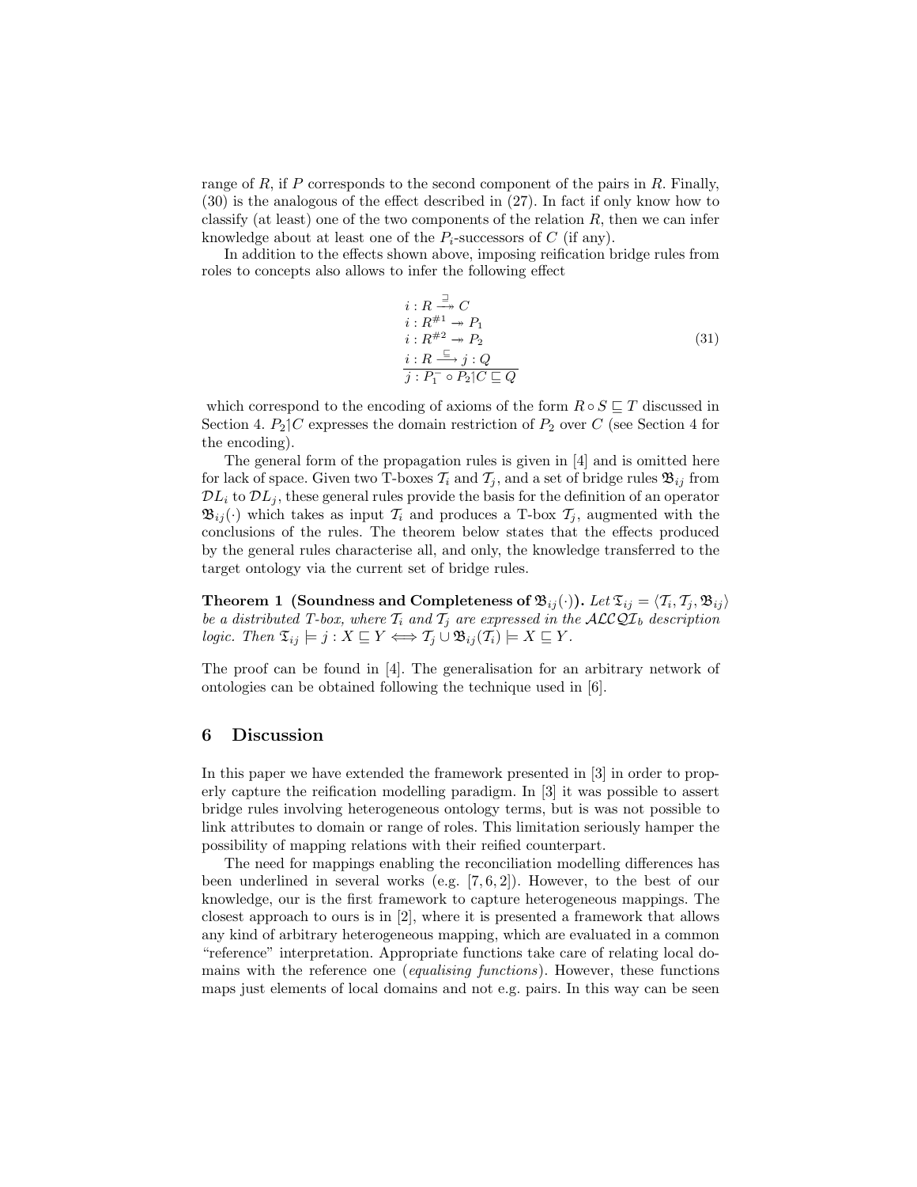range of $R$, if $P$ corresponds to the second component of the pairs in $R$. Finally, (30) is the analogous of the effect described in (27). In fact if only know how to classify (at least) one of the two components of the relation $R$, then we can infer knowledge about at least one of the $P_i$-successors of $C$ (if any).

In addition to the effects shown above, imposing reification bridge rules from roles to concepts also allows to infer the following effect

$$
\frac{\begin{array}{l} i : R \xrightarrow{\sqsupseteq}\!\!\!\!\!\rightarrow C \\ i : R^{\#1} \twoheadrightarrow P_1 \\ i : R^{\#2} \twoheadrightarrow P_2 \\ i : R \xrightarrow{\sqsubseteq} j : Q \end{array}}{j : P_1^- \circ P_2 \restriction C \sqsubseteq Q} \tag{31}
$$

which correspond to the encoding of axioms of the form $R \circ S \sqsubseteq T$ discussed in Section 4. $P_2 \restriction C$ expresses the domain restriction of $P_2$ over $C$ (see Section 4 for the encoding).

The general form of the propagation rules is given in [4] and is omitted here for lack of space. Given two T-boxes $\mathcal{T}_i$ and $\mathcal{T}_j$, and a set of bridge rules $\mathfrak{B}_{ij}$ from $\mathcal{DL}_i$ to $\mathcal{DL}_j$, these general rules provide the basis for the definition of an operator $\mathfrak{B}_{ij}(\cdot)$ which takes as input $\mathcal{T}_i$ and produces a T-box $\mathcal{T}_j$, augmented with the conclusions of the rules. The theorem below states that the effects produced by the general rules characterise all, and only, the knowledge transferred to the target ontology via the current set of bridge rules.

**Theorem 1 (Soundness and Completeness of $\mathfrak{B}_{ij}(\cdot)$).** *Let $\mathfrak{T}_{ij} = \langle \mathcal{T}_i, \mathcal{T}_j, \mathfrak{B}_{ij} \rangle$ be a distributed T-box, where $\mathcal{T}_i$ and $\mathcal{T}_j$ are expressed in the $\mathcal{ALCQI}_b$ description logic. Then $\mathfrak{T}_{ij} \models j : X \sqsubseteq Y \Longleftrightarrow \mathcal{T}_j \cup \mathfrak{B}_{ij}(\mathcal{T}_i) \models X \sqsubseteq Y$.*

The proof can be found in [4]. The generalisation for an arbitrary network of ontologies can be obtained following the technique used in [6].

## 6 Discussion

In this paper we have extended the framework presented in [3] in order to properly capture the reification modelling paradigm. In [3] it was possible to assert bridge rules involving heterogeneous ontology terms, but is was not possible to link attributes to domain or range of roles. This limitation seriously hamper the possibility of mapping relations with their reified counterpart.

The need for mappings enabling the reconciliation modelling differences has been underlined in several works (e.g. [7, 6, 2]). However, to the best of our knowledge, our is the first framework to capture heterogeneous mappings. The closest approach to ours is in [2], where it is presented a framework that allows any kind of arbitrary heterogeneous mapping, which are evaluated in a common "reference" interpretation. Appropriate functions take care of relating local domains with the reference one (*equalising functions*). However, these functions maps just elements of local domains and not e.g. pairs. In this way can be seen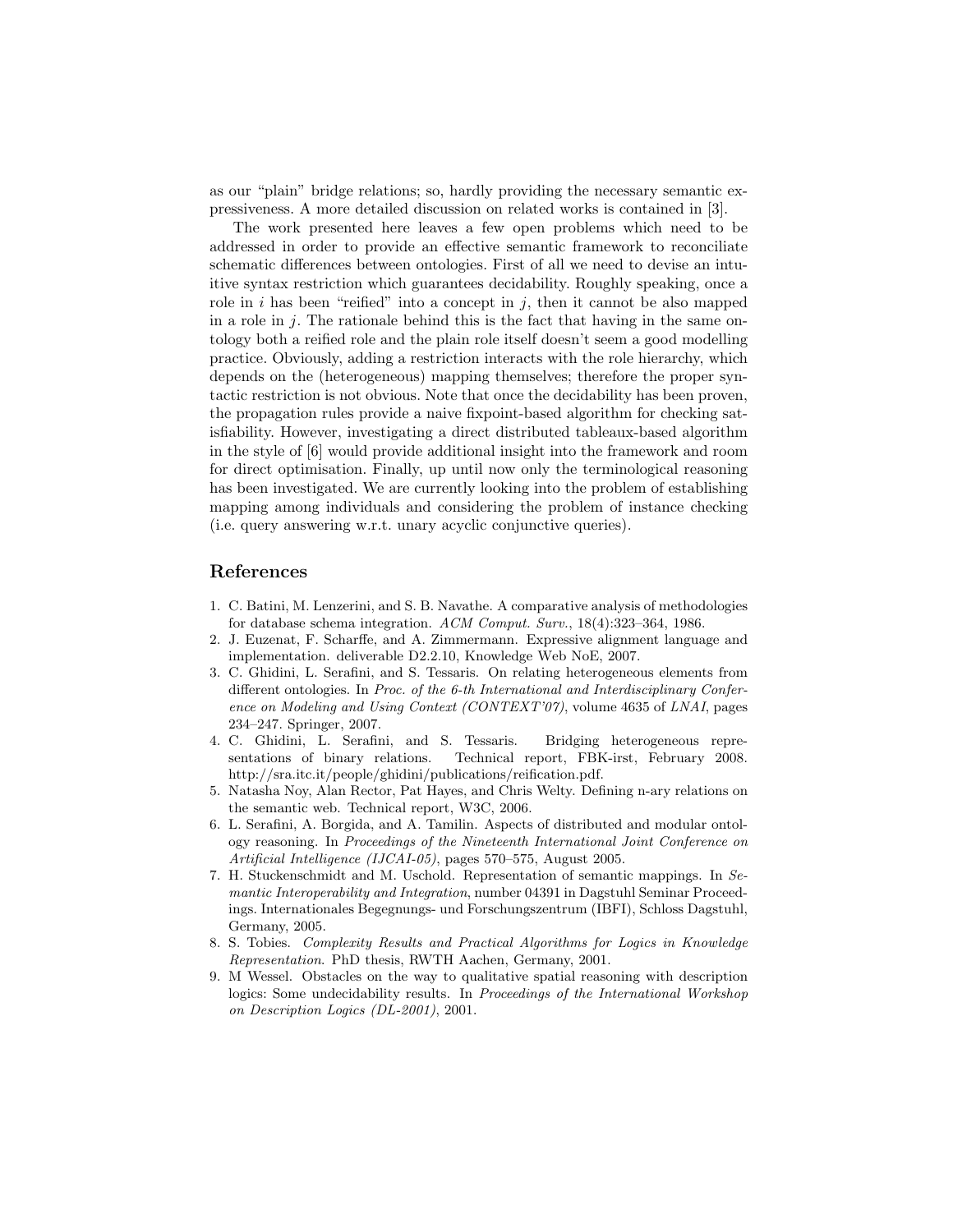as our "plain" bridge relations; so, hardly providing the necessary semantic expressiveness. A more detailed discussion on related works is contained in [3].

The work presented here leaves a few open problems which need to be addressed in order to provide an effective semantic framework to reconciliate schematic differences between ontologies. First of all we need to devise an intuitive syntax restriction which guarantees decidability. Roughly speaking, once a role in $i$ has been "reified" into a concept in $j$, then it cannot be also mapped in a role in $j$. The rationale behind this is the fact that having in the same ontology both a reified role and the plain role itself doesn't seem a good modelling practice. Obviously, adding a restriction interacts with the role hierarchy, which depends on the (heterogeneous) mapping themselves; therefore the proper syntactic restriction is not obvious. Note that once the decidability has been proven, the propagation rules provide a naive fixpoint-based algorithm for checking satisfiability. However, investigating a direct distributed tableaux-based algorithm in the style of [6] would provide additional insight into the framework and room for direct optimisation. Finally, up until now only the terminological reasoning has been investigated. We are currently looking into the problem of establishing mapping among individuals and considering the problem of instance checking (i.e. query answering w.r.t. unary acyclic conjunctive queries).

## References

1. C. Batini, M. Lenzerini, and S. B. Navathe. A comparative analysis of methodologies for database schema integration. *ACM Comput. Surv.*, 18(4):323–364, 1986.
2. J. Euzenat, F. Scharffe, and A. Zimmermann. Expressive alignment language and implementation. deliverable D2.2.10, Knowledge Web NoE, 2007.
3. C. Ghidini, L. Serafini, and S. Tessaris. On relating heterogeneous elements from different ontologies. In *Proc. of the 6-th International and Interdisciplinary Conference on Modeling and Using Context (CONTEXT'07)*, volume 4635 of *LNAI*, pages 234–247. Springer, 2007.
4. C. Ghidini, L. Serafini, and S. Tessaris. Bridging heterogeneous representations of binary relations. Technical report, FBK-irst, February 2008. http://sra.itc.it/people/ghidini/publications/reification.pdf.
5. Natasha Noy, Alan Rector, Pat Hayes, and Chris Welty. Defining n-ary relations on the semantic web. Technical report, W3C, 2006.
6. L. Serafini, A. Borgida, and A. Tamilin. Aspects of distributed and modular ontology reasoning. In *Proceedings of the Nineteenth International Joint Conference on Artificial Intelligence (IJCAI-05)*, pages 570–575, August 2005.
7. H. Stuckenschmidt and M. Uschold. Representation of semantic mappings. In *Semantic Interoperability and Integration*, number 04391 in Dagstuhl Seminar Proceedings. Internationales Begegnungs- und Forschungszentrum (IBFI), Schloss Dagstuhl, Germany, 2005.
8. S. Tobies. *Complexity Results and Practical Algorithms for Logics in Knowledge Representation*. PhD thesis, RWTH Aachen, Germany, 2001.
9. M Wessel. Obstacles on the way to qualitative spatial reasoning with description logics: Some undecidability results. In *Proceedings of the International Workshop on Description Logics (DL-2001)*, 2001.